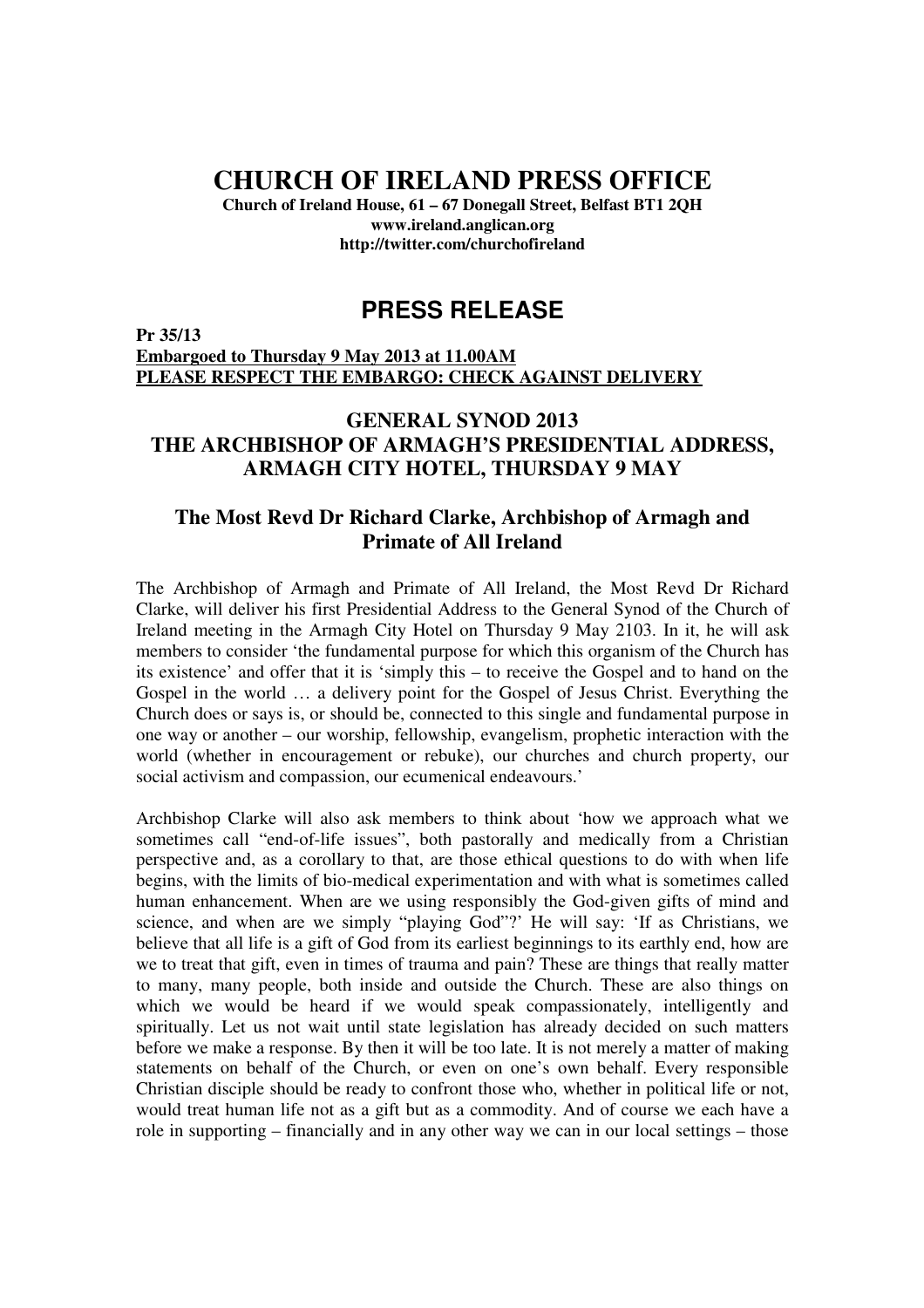# CHURCH OF IRELAND PRESS OFFICE

**Church of Ireland House, 61 – 67 Donegall Street, Belfast BT1 2QH**
**www.ireland.anglican.org**
**http://twitter.com/churchofireland**

## PRESS RELEASE

**Pr 35/13**
**Embargoed to Thursday 9 May 2013 at 11.00AM**
**PLEASE RESPECT THE EMBARGO: CHECK AGAINST DELIVERY**

## GENERAL SYNOD 2013
## THE ARCHBISHOP OF ARMAGH'S PRESIDENTIAL ADDRESS, ARMAGH CITY HOTEL, THURSDAY 9 MAY

### The Most Revd Dr Richard Clarke, Archbishop of Armagh and Primate of All Ireland

The Archbishop of Armagh and Primate of All Ireland, the Most Revd Dr Richard Clarke, will deliver his first Presidential Address to the General Synod of the Church of Ireland meeting in the Armagh City Hotel on Thursday 9 May 2103. In it, he will ask members to consider 'the fundamental purpose for which this organism of the Church has its existence' and offer that it is 'simply this – to receive the Gospel and to hand on the Gospel in the world … a delivery point for the Gospel of Jesus Christ. Everything the Church does or says is, or should be, connected to this single and fundamental purpose in one way or another – our worship, fellowship, evangelism, prophetic interaction with the world (whether in encouragement or rebuke), our churches and church property, our social activism and compassion, our ecumenical endeavours.'

Archbishop Clarke will also ask members to think about 'how we approach what we sometimes call "end-of-life issues", both pastorally and medically from a Christian perspective and, as a corollary to that, are those ethical questions to do with when life begins, with the limits of bio-medical experimentation and with what is sometimes called human enhancement. When are we using responsibly the God-given gifts of mind and science, and when are we simply "playing God"?' He will say: 'If as Christians, we believe that all life is a gift of God from its earliest beginnings to its earthly end, how are we to treat that gift, even in times of trauma and pain? These are things that really matter to many, many people, both inside and outside the Church. These are also things on which we would be heard if we would speak compassionately, intelligently and spiritually. Let us not wait until state legislation has already decided on such matters before we make a response. By then it will be too late. It is not merely a matter of making statements on behalf of the Church, or even on one's own behalf. Every responsible Christian disciple should be ready to confront those who, whether in political life or not, would treat human life not as a gift but as a commodity. And of course we each have a role in supporting – financially and in any other way we can in our local settings – those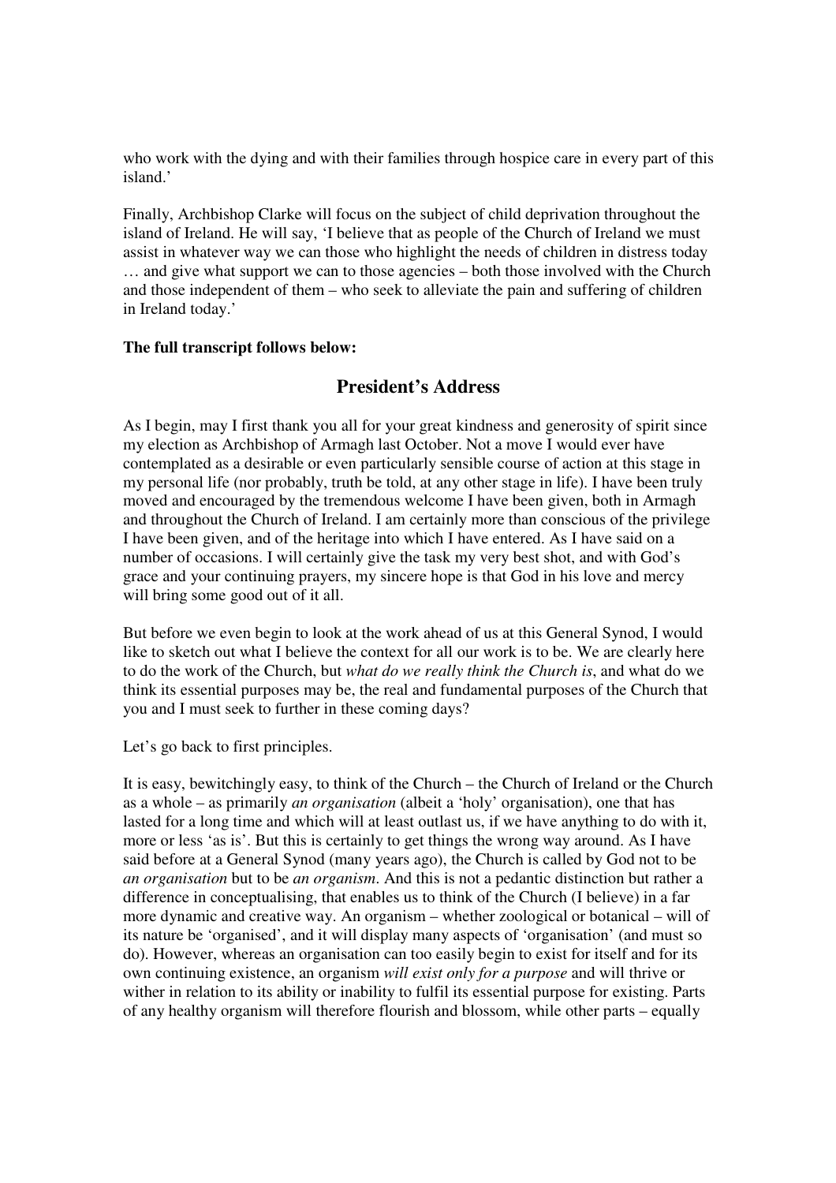who work with the dying and with their families through hospice care in every part of this island.'

Finally, Archbishop Clarke will focus on the subject of child deprivation throughout the island of Ireland. He will say, 'I believe that as people of the Church of Ireland we must assist in whatever way we can those who highlight the needs of children in distress today … and give what support we can to those agencies – both those involved with the Church and those independent of them – who seek to alleviate the pain and suffering of children in Ireland today.'

**The full transcript follows below:**

## President's Address

As I begin, may I first thank you all for your great kindness and generosity of spirit since my election as Archbishop of Armagh last October. Not a move I would ever have contemplated as a desirable or even particularly sensible course of action at this stage in my personal life (nor probably, truth be told, at any other stage in life). I have been truly moved and encouraged by the tremendous welcome I have been given, both in Armagh and throughout the Church of Ireland. I am certainly more than conscious of the privilege I have been given, and of the heritage into which I have entered. As I have said on a number of occasions. I will certainly give the task my very best shot, and with God's grace and your continuing prayers, my sincere hope is that God in his love and mercy will bring some good out of it all.

But before we even begin to look at the work ahead of us at this General Synod, I would like to sketch out what I believe the context for all our work is to be. We are clearly here to do the work of the Church, but *what do we really think the Church is*, and what do we think its essential purposes may be, the real and fundamental purposes of the Church that you and I must seek to further in these coming days?

Let's go back to first principles.

It is easy, bewitchingly easy, to think of the Church – the Church of Ireland or the Church as a whole – as primarily *an organisation* (albeit a 'holy' organisation), one that has lasted for a long time and which will at least outlast us, if we have anything to do with it, more or less 'as is'. But this is certainly to get things the wrong way around. As I have said before at a General Synod (many years ago), the Church is called by God not to be *an organisation* but to be *an organism*. And this is not a pedantic distinction but rather a difference in conceptualising, that enables us to think of the Church (I believe) in a far more dynamic and creative way. An organism – whether zoological or botanical – will of its nature be 'organised', and it will display many aspects of 'organisation' (and must so do). However, whereas an organisation can too easily begin to exist for itself and for its own continuing existence, an organism *will exist only for a purpose* and will thrive or wither in relation to its ability or inability to fulfil its essential purpose for existing. Parts of any healthy organism will therefore flourish and blossom, while other parts – equally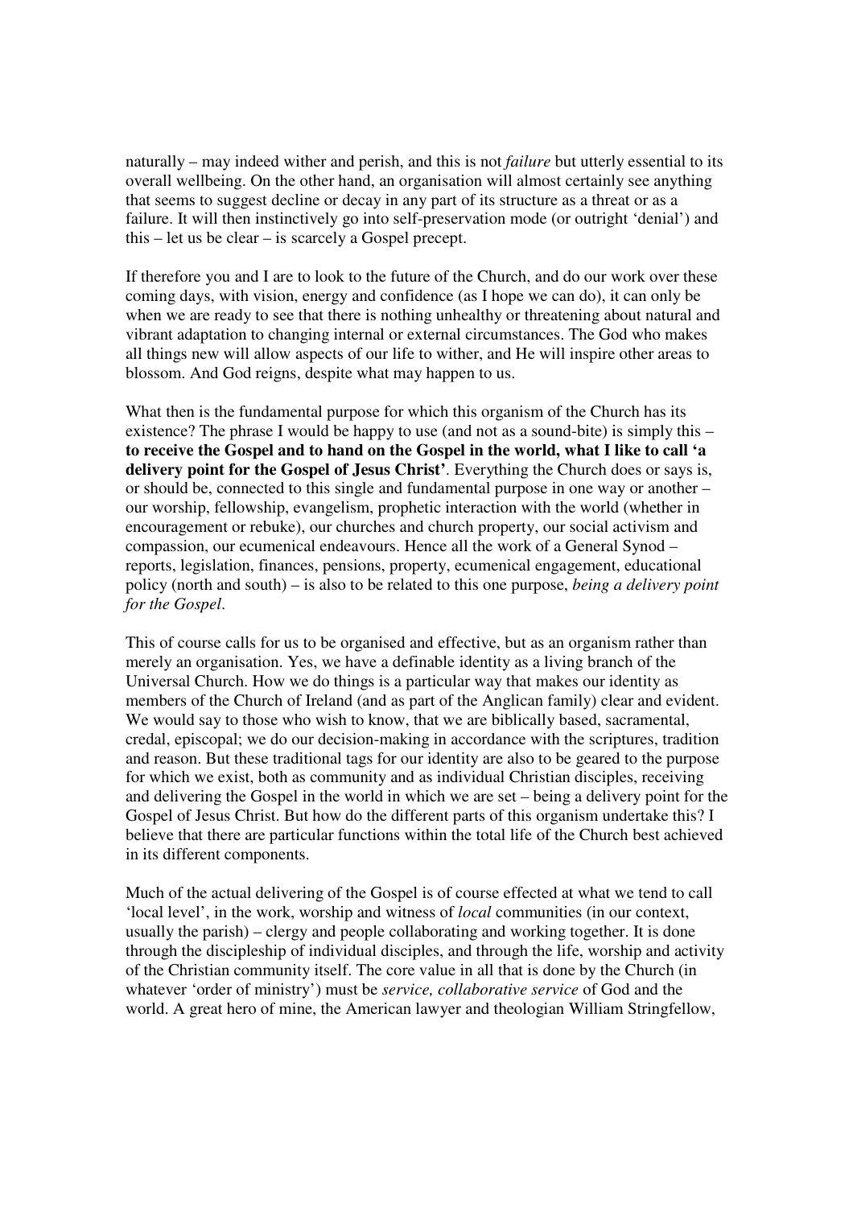naturally – may indeed wither and perish, and this is not *failure* but utterly essential to its overall wellbeing. On the other hand, an organisation will almost certainly see anything that seems to suggest decline or decay in any part of its structure as a threat or as a failure. It will then instinctively go into self-preservation mode (or outright 'denial') and this – let us be clear – is scarcely a Gospel precept.

If therefore you and I are to look to the future of the Church, and do our work over these coming days, with vision, energy and confidence (as I hope we can do), it can only be when we are ready to see that there is nothing unhealthy or threatening about natural and vibrant adaptation to changing internal or external circumstances. The God who makes all things new will allow aspects of our life to wither, and He will inspire other areas to blossom. And God reigns, despite what may happen to us.

What then is the fundamental purpose for which this organism of the Church has its existence? The phrase I would be happy to use (and not as a sound-bite) is simply this – **to receive the Gospel and to hand on the Gospel in the world, what I like to call 'a delivery point for the Gospel of Jesus Christ'**. Everything the Church does or says is, or should be, connected to this single and fundamental purpose in one way or another – our worship, fellowship, evangelism, prophetic interaction with the world (whether in encouragement or rebuke), our churches and church property, our social activism and compassion, our ecumenical endeavours. Hence all the work of a General Synod – reports, legislation, finances, pensions, property, ecumenical engagement, educational policy (north and south) – is also to be related to this one purpose, *being a delivery point for the Gospel*.

This of course calls for us to be organised and effective, but as an organism rather than merely an organisation. Yes, we have a definable identity as a living branch of the Universal Church. How we do things is a particular way that makes our identity as members of the Church of Ireland (and as part of the Anglican family) clear and evident. We would say to those who wish to know, that we are biblically based, sacramental, credal, episcopal; we do our decision-making in accordance with the scriptures, tradition and reason. But these traditional tags for our identity are also to be geared to the purpose for which we exist, both as community and as individual Christian disciples, receiving and delivering the Gospel in the world in which we are set – being a delivery point for the Gospel of Jesus Christ. But how do the different parts of this organism undertake this? I believe that there are particular functions within the total life of the Church best achieved in its different components.

Much of the actual delivering of the Gospel is of course effected at what we tend to call 'local level', in the work, worship and witness of *local* communities (in our context, usually the parish) – clergy and people collaborating and working together. It is done through the discipleship of individual disciples, and through the life, worship and activity of the Christian community itself. The core value in all that is done by the Church (in whatever 'order of ministry') must be *service, collaborative service* of God and the world. A great hero of mine, the American lawyer and theologian William Stringfellow,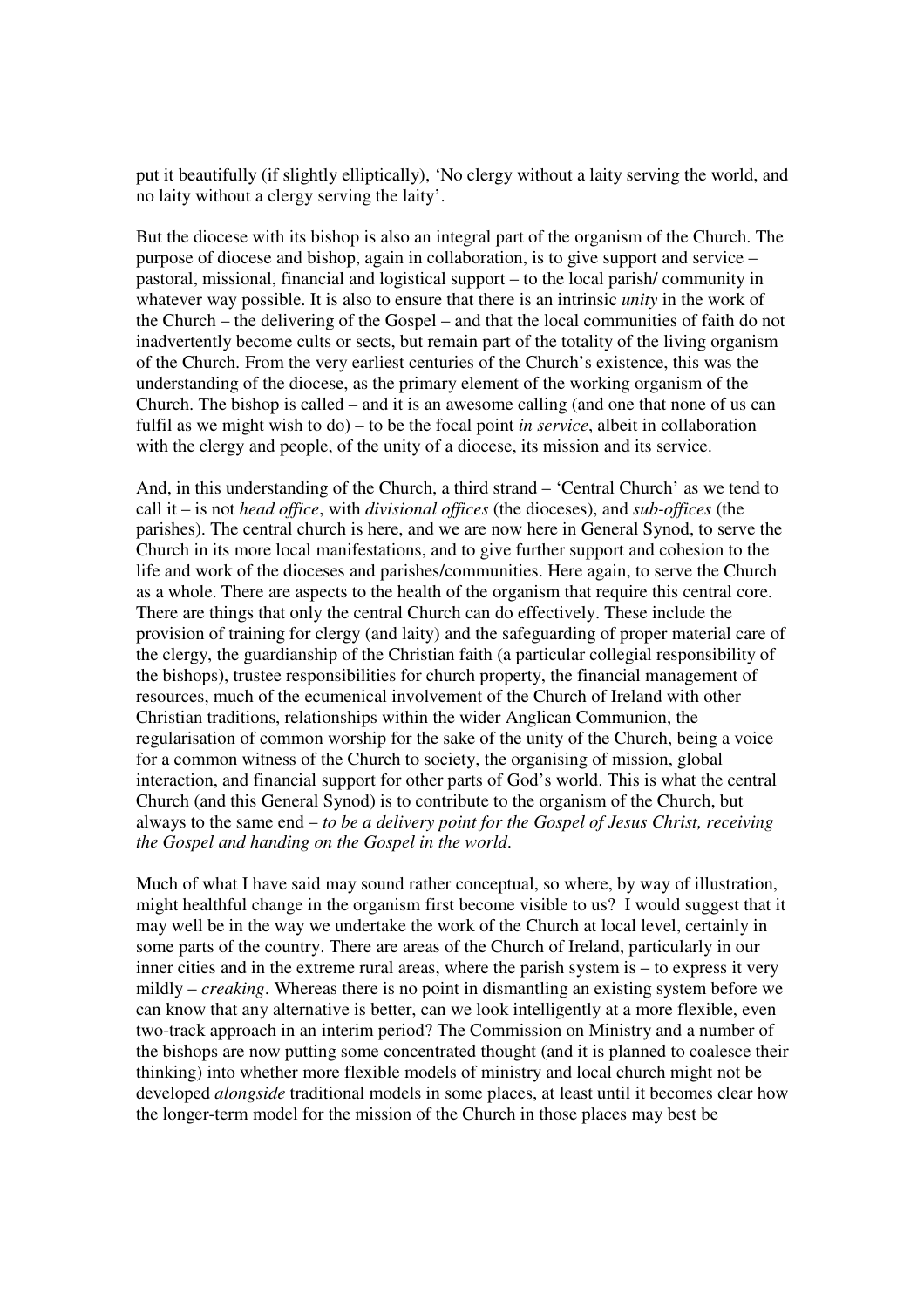put it beautifully (if slightly elliptically), 'No clergy without a laity serving the world, and no laity without a clergy serving the laity'.

But the diocese with its bishop is also an integral part of the organism of the Church. The purpose of diocese and bishop, again in collaboration, is to give support and service – pastoral, missional, financial and logistical support – to the local parish/ community in whatever way possible. It is also to ensure that there is an intrinsic *unity* in the work of the Church – the delivering of the Gospel – and that the local communities of faith do not inadvertently become cults or sects, but remain part of the totality of the living organism of the Church. From the very earliest centuries of the Church's existence, this was the understanding of the diocese, as the primary element of the working organism of the Church. The bishop is called – and it is an awesome calling (and one that none of us can fulfil as we might wish to do) – to be the focal point *in service*, albeit in collaboration with the clergy and people, of the unity of a diocese, its mission and its service.

And, in this understanding of the Church, a third strand – 'Central Church' as we tend to call it – is not *head office*, with *divisional offices* (the dioceses), and *sub-offices* (the parishes). The central church is here, and we are now here in General Synod, to serve the Church in its more local manifestations, and to give further support and cohesion to the life and work of the dioceses and parishes/communities. Here again, to serve the Church as a whole. There are aspects to the health of the organism that require this central core. There are things that only the central Church can do effectively. These include the provision of training for clergy (and laity) and the safeguarding of proper material care of the clergy, the guardianship of the Christian faith (a particular collegial responsibility of the bishops), trustee responsibilities for church property, the financial management of resources, much of the ecumenical involvement of the Church of Ireland with other Christian traditions, relationships within the wider Anglican Communion, the regularisation of common worship for the sake of the unity of the Church, being a voice for a common witness of the Church to society, the organising of mission, global interaction, and financial support for other parts of God's world. This is what the central Church (and this General Synod) is to contribute to the organism of the Church, but always to the same end – *to be a delivery point for the Gospel of Jesus Christ, receiving the Gospel and handing on the Gospel in the world*.

Much of what I have said may sound rather conceptual, so where, by way of illustration, might healthful change in the organism first become visible to us? I would suggest that it may well be in the way we undertake the work of the Church at local level, certainly in some parts of the country. There are areas of the Church of Ireland, particularly in our inner cities and in the extreme rural areas, where the parish system is – to express it very mildly – *creaking*. Whereas there is no point in dismantling an existing system before we can know that any alternative is better, can we look intelligently at a more flexible, even two-track approach in an interim period? The Commission on Ministry and a number of the bishops are now putting some concentrated thought (and it is planned to coalesce their thinking) into whether more flexible models of ministry and local church might not be developed *alongside* traditional models in some places, at least until it becomes clear how the longer-term model for the mission of the Church in those places may best be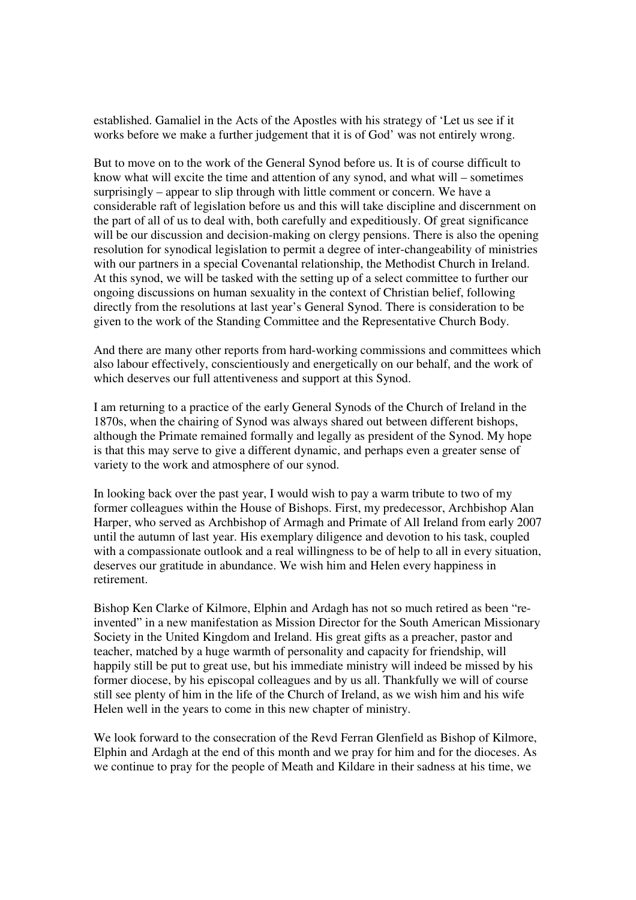established. Gamaliel in the Acts of the Apostles with his strategy of 'Let us see if it works before we make a further judgement that it is of God' was not entirely wrong.

But to move on to the work of the General Synod before us. It is of course difficult to know what will excite the time and attention of any synod, and what will – sometimes surprisingly – appear to slip through with little comment or concern. We have a considerable raft of legislation before us and this will take discipline and discernment on the part of all of us to deal with, both carefully and expeditiously. Of great significance will be our discussion and decision-making on clergy pensions. There is also the opening resolution for synodical legislation to permit a degree of inter-changeability of ministries with our partners in a special Covenantal relationship, the Methodist Church in Ireland. At this synod, we will be tasked with the setting up of a select committee to further our ongoing discussions on human sexuality in the context of Christian belief, following directly from the resolutions at last year's General Synod. There is consideration to be given to the work of the Standing Committee and the Representative Church Body.

And there are many other reports from hard-working commissions and committees which also labour effectively, conscientiously and energetically on our behalf, and the work of which deserves our full attentiveness and support at this Synod.

I am returning to a practice of the early General Synods of the Church of Ireland in the 1870s, when the chairing of Synod was always shared out between different bishops, although the Primate remained formally and legally as president of the Synod. My hope is that this may serve to give a different dynamic, and perhaps even a greater sense of variety to the work and atmosphere of our synod.

In looking back over the past year, I would wish to pay a warm tribute to two of my former colleagues within the House of Bishops. First, my predecessor, Archbishop Alan Harper, who served as Archbishop of Armagh and Primate of All Ireland from early 2007 until the autumn of last year. His exemplary diligence and devotion to his task, coupled with a compassionate outlook and a real willingness to be of help to all in every situation, deserves our gratitude in abundance. We wish him and Helen every happiness in retirement.

Bishop Ken Clarke of Kilmore, Elphin and Ardagh has not so much retired as been "re-invented" in a new manifestation as Mission Director for the South American Missionary Society in the United Kingdom and Ireland. His great gifts as a preacher, pastor and teacher, matched by a huge warmth of personality and capacity for friendship, will happily still be put to great use, but his immediate ministry will indeed be missed by his former diocese, by his episcopal colleagues and by us all. Thankfully we will of course still see plenty of him in the life of the Church of Ireland, as we wish him and his wife Helen well in the years to come in this new chapter of ministry.

We look forward to the consecration of the Revd Ferran Glenfield as Bishop of Kilmore, Elphin and Ardagh at the end of this month and we pray for him and for the dioceses. As we continue to pray for the people of Meath and Kildare in their sadness at his time, we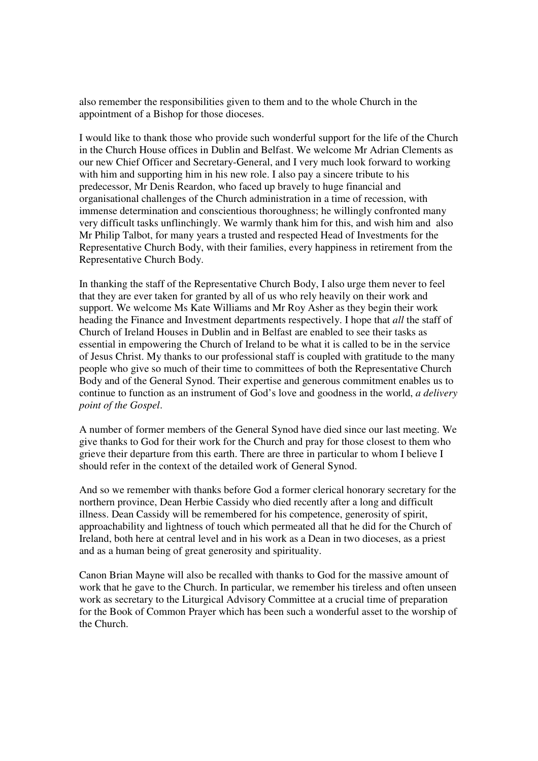also remember the responsibilities given to them and to the whole Church in the appointment of a Bishop for those dioceses.

I would like to thank those who provide such wonderful support for the life of the Church in the Church House offices in Dublin and Belfast. We welcome Mr Adrian Clements as our new Chief Officer and Secretary-General, and I very much look forward to working with him and supporting him in his new role. I also pay a sincere tribute to his predecessor, Mr Denis Reardon, who faced up bravely to huge financial and organisational challenges of the Church administration in a time of recession, with immense determination and conscientious thoroughness; he willingly confronted many very difficult tasks unflinchingly. We warmly thank him for this, and wish him and also Mr Philip Talbot, for many years a trusted and respected Head of Investments for the Representative Church Body, with their families, every happiness in retirement from the Representative Church Body.

In thanking the staff of the Representative Church Body, I also urge them never to feel that they are ever taken for granted by all of us who rely heavily on their work and support. We welcome Ms Kate Williams and Mr Roy Asher as they begin their work heading the Finance and Investment departments respectively. I hope that *all* the staff of Church of Ireland Houses in Dublin and in Belfast are enabled to see their tasks as essential in empowering the Church of Ireland to be what it is called to be in the service of Jesus Christ. My thanks to our professional staff is coupled with gratitude to the many people who give so much of their time to committees of both the Representative Church Body and of the General Synod. Their expertise and generous commitment enables us to continue to function as an instrument of God's love and goodness in the world, *a delivery point of the Gospel*.

A number of former members of the General Synod have died since our last meeting. We give thanks to God for their work for the Church and pray for those closest to them who grieve their departure from this earth. There are three in particular to whom I believe I should refer in the context of the detailed work of General Synod.

And so we remember with thanks before God a former clerical honorary secretary for the northern province, Dean Herbie Cassidy who died recently after a long and difficult illness. Dean Cassidy will be remembered for his competence, generosity of spirit, approachability and lightness of touch which permeated all that he did for the Church of Ireland, both here at central level and in his work as a Dean in two dioceses, as a priest and as a human being of great generosity and spirituality.

Canon Brian Mayne will also be recalled with thanks to God for the massive amount of work that he gave to the Church. In particular, we remember his tireless and often unseen work as secretary to the Liturgical Advisory Committee at a crucial time of preparation for the Book of Common Prayer which has been such a wonderful asset to the worship of the Church.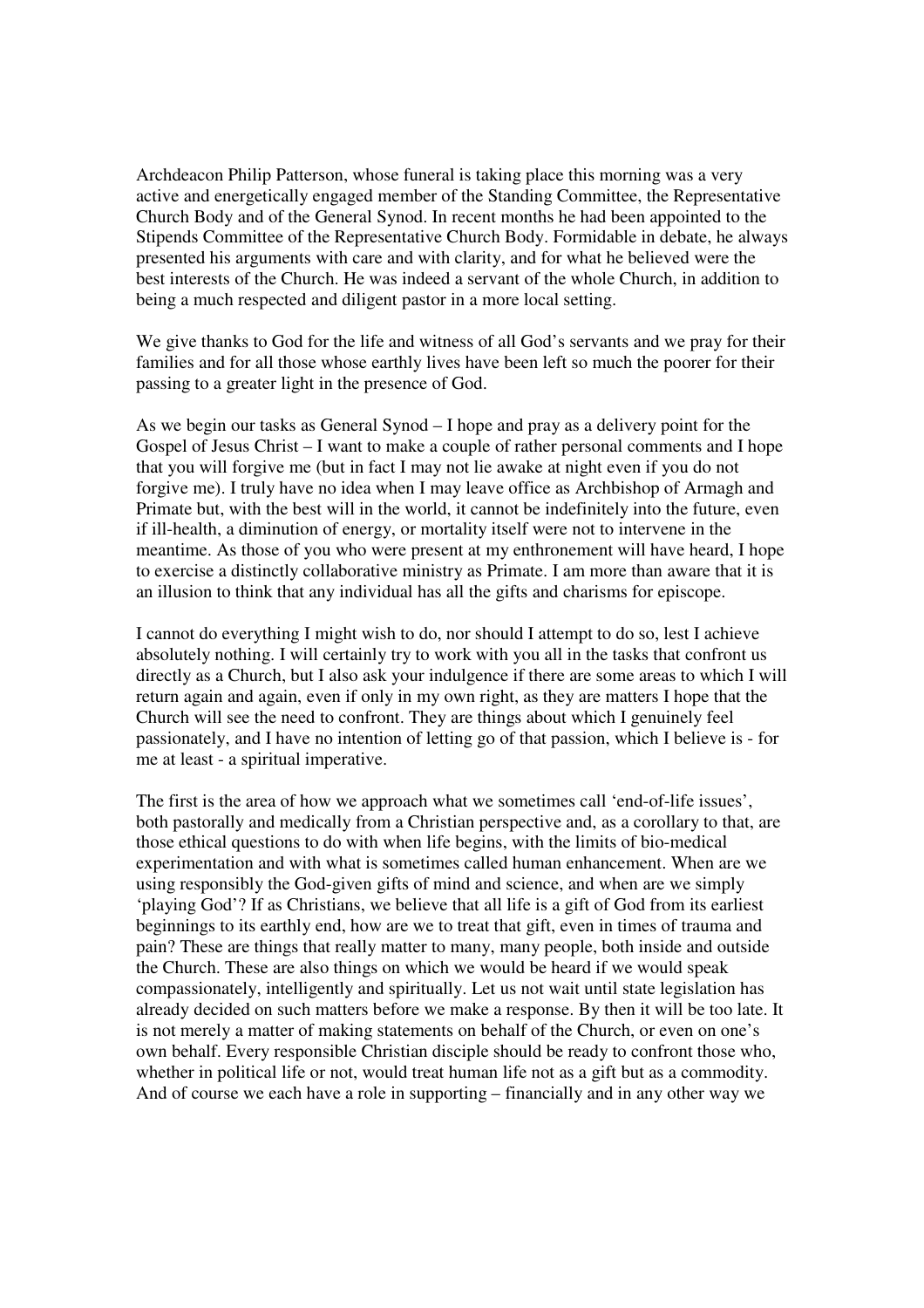Archdeacon Philip Patterson, whose funeral is taking place this morning was a very active and energetically engaged member of the Standing Committee, the Representative Church Body and of the General Synod. In recent months he had been appointed to the Stipends Committee of the Representative Church Body. Formidable in debate, he always presented his arguments with care and with clarity, and for what he believed were the best interests of the Church. He was indeed a servant of the whole Church, in addition to being a much respected and diligent pastor in a more local setting.

We give thanks to God for the life and witness of all God's servants and we pray for their families and for all those whose earthly lives have been left so much the poorer for their passing to a greater light in the presence of God.

As we begin our tasks as General Synod – I hope and pray as a delivery point for the Gospel of Jesus Christ – I want to make a couple of rather personal comments and I hope that you will forgive me (but in fact I may not lie awake at night even if you do not forgive me). I truly have no idea when I may leave office as Archbishop of Armagh and Primate but, with the best will in the world, it cannot be indefinitely into the future, even if ill-health, a diminution of energy, or mortality itself were not to intervene in the meantime. As those of you who were present at my enthronement will have heard, I hope to exercise a distinctly collaborative ministry as Primate. I am more than aware that it is an illusion to think that any individual has all the gifts and charisms for episcope.

I cannot do everything I might wish to do, nor should I attempt to do so, lest I achieve absolutely nothing. I will certainly try to work with you all in the tasks that confront us directly as a Church, but I also ask your indulgence if there are some areas to which I will return again and again, even if only in my own right, as they are matters I hope that the Church will see the need to confront. They are things about which I genuinely feel passionately, and I have no intention of letting go of that passion, which I believe is - for me at least - a spiritual imperative.

The first is the area of how we approach what we sometimes call 'end-of-life issues', both pastorally and medically from a Christian perspective and, as a corollary to that, are those ethical questions to do with when life begins, with the limits of bio-medical experimentation and with what is sometimes called human enhancement. When are we using responsibly the God-given gifts of mind and science, and when are we simply 'playing God'? If as Christians, we believe that all life is a gift of God from its earliest beginnings to its earthly end, how are we to treat that gift, even in times of trauma and pain? These are things that really matter to many, many people, both inside and outside the Church. These are also things on which we would be heard if we would speak compassionately, intelligently and spiritually. Let us not wait until state legislation has already decided on such matters before we make a response. By then it will be too late. It is not merely a matter of making statements on behalf of the Church, or even on one's own behalf. Every responsible Christian disciple should be ready to confront those who, whether in political life or not, would treat human life not as a gift but as a commodity. And of course we each have a role in supporting – financially and in any other way we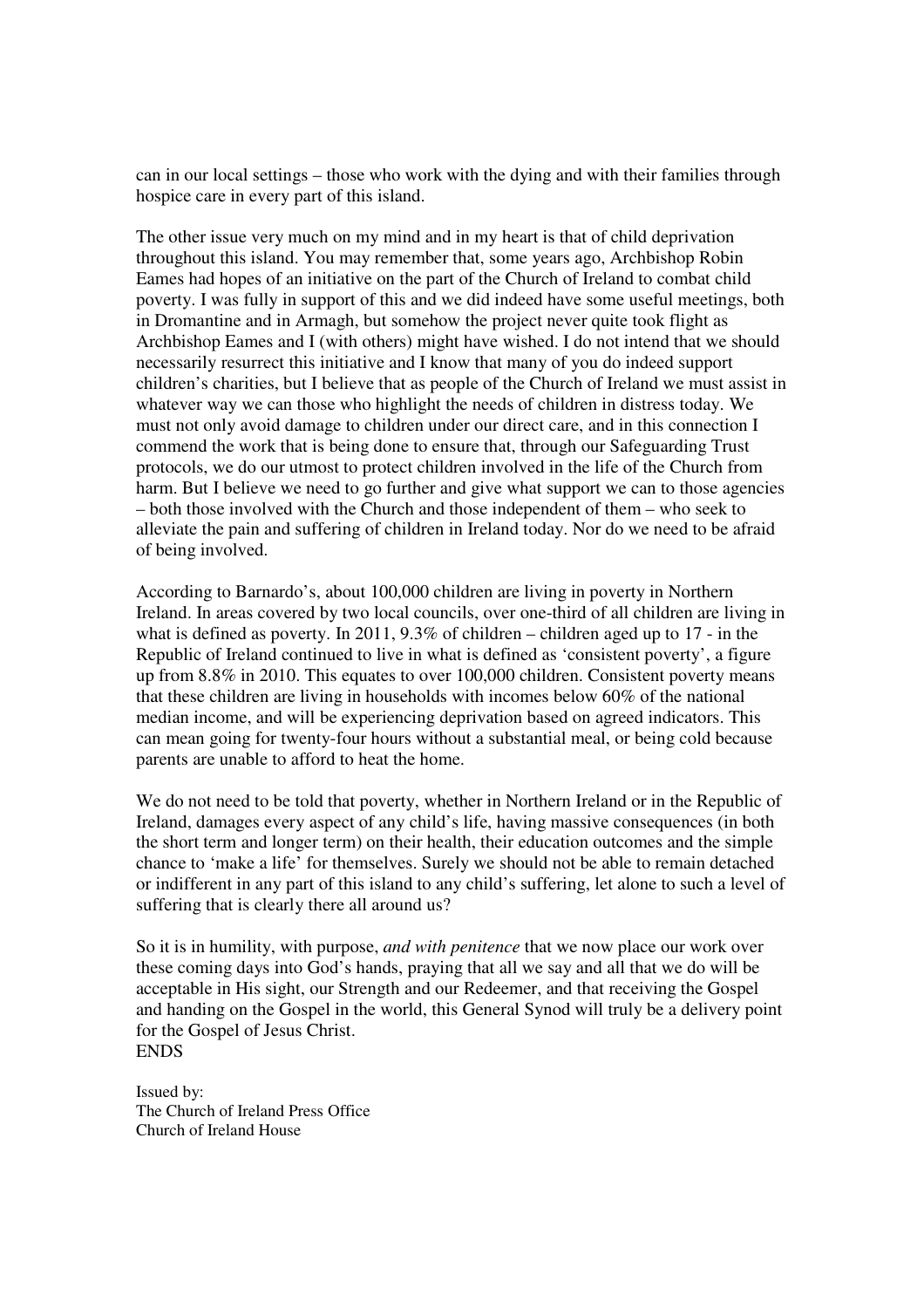can in our local settings – those who work with the dying and with their families through hospice care in every part of this island.

The other issue very much on my mind and in my heart is that of child deprivation throughout this island. You may remember that, some years ago, Archbishop Robin Eames had hopes of an initiative on the part of the Church of Ireland to combat child poverty. I was fully in support of this and we did indeed have some useful meetings, both in Dromantine and in Armagh, but somehow the project never quite took flight as Archbishop Eames and I (with others) might have wished. I do not intend that we should necessarily resurrect this initiative and I know that many of you do indeed support children's charities, but I believe that as people of the Church of Ireland we must assist in whatever way we can those who highlight the needs of children in distress today. We must not only avoid damage to children under our direct care, and in this connection I commend the work that is being done to ensure that, through our Safeguarding Trust protocols, we do our utmost to protect children involved in the life of the Church from harm. But I believe we need to go further and give what support we can to those agencies – both those involved with the Church and those independent of them – who seek to alleviate the pain and suffering of children in Ireland today. Nor do we need to be afraid of being involved.

According to Barnardo's, about 100,000 children are living in poverty in Northern Ireland. In areas covered by two local councils, over one-third of all children are living in what is defined as poverty. In 2011, 9.3% of children – children aged up to 17 - in the Republic of Ireland continued to live in what is defined as 'consistent poverty', a figure up from 8.8% in 2010. This equates to over 100,000 children. Consistent poverty means that these children are living in households with incomes below 60% of the national median income, and will be experiencing deprivation based on agreed indicators. This can mean going for twenty-four hours without a substantial meal, or being cold because parents are unable to afford to heat the home.

We do not need to be told that poverty, whether in Northern Ireland or in the Republic of Ireland, damages every aspect of any child's life, having massive consequences (in both the short term and longer term) on their health, their education outcomes and the simple chance to 'make a life' for themselves. Surely we should not be able to remain detached or indifferent in any part of this island to any child's suffering, let alone to such a level of suffering that is clearly there all around us?

So it is in humility, with purpose, *and with penitence* that we now place our work over these coming days into God's hands, praying that all we say and all that we do will be acceptable in His sight, our Strength and our Redeemer, and that receiving the Gospel and handing on the Gospel in the world, this General Synod will truly be a delivery point for the Gospel of Jesus Christ.
ENDS

Issued by:
The Church of Ireland Press Office
Church of Ireland House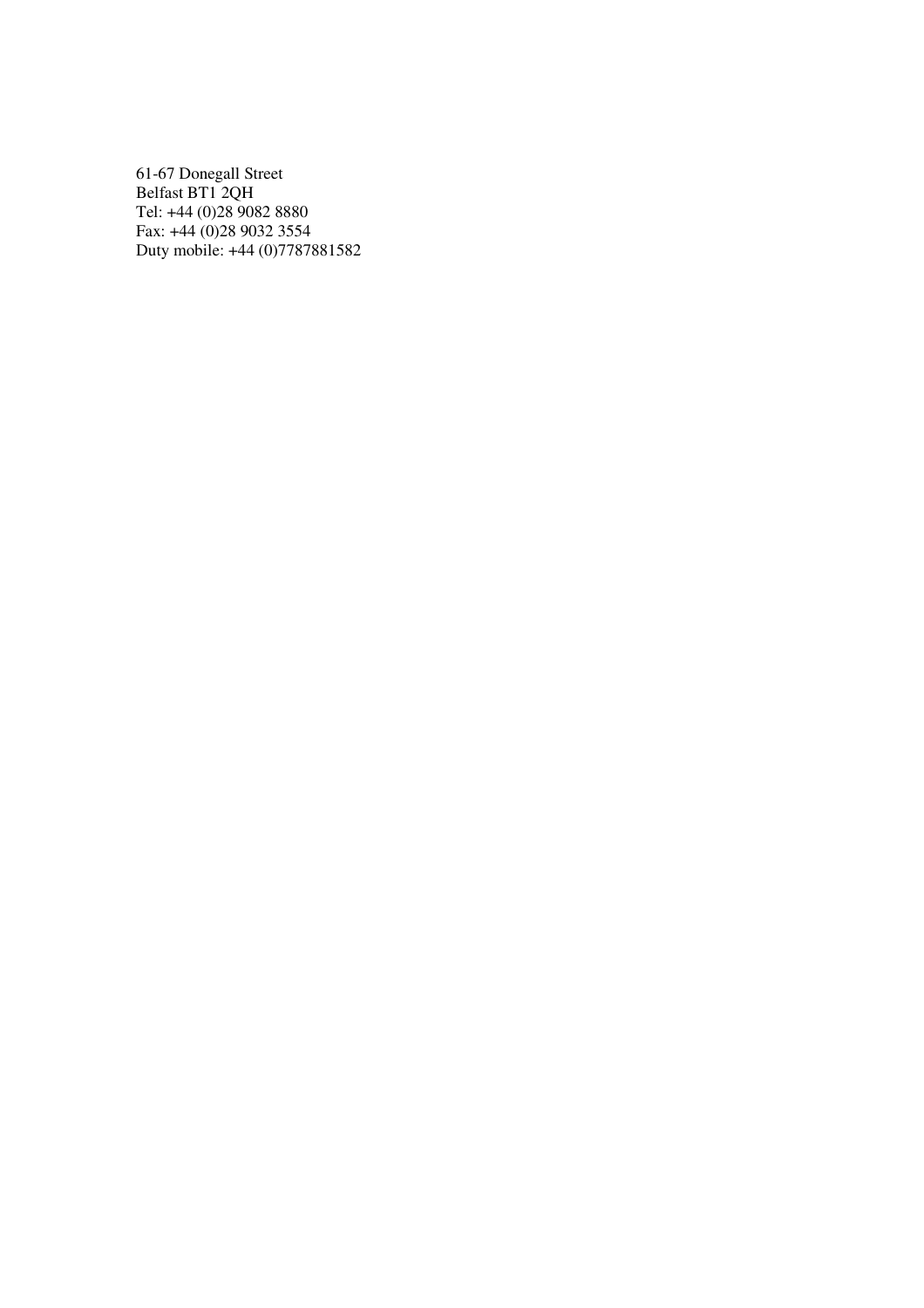61-67 Donegall Street  
Belfast BT1 2QH  
Tel: +44 (0)28 9082 8880  
Fax: +44 (0)28 9032 3554  
Duty mobile: +44 (0)7787881582